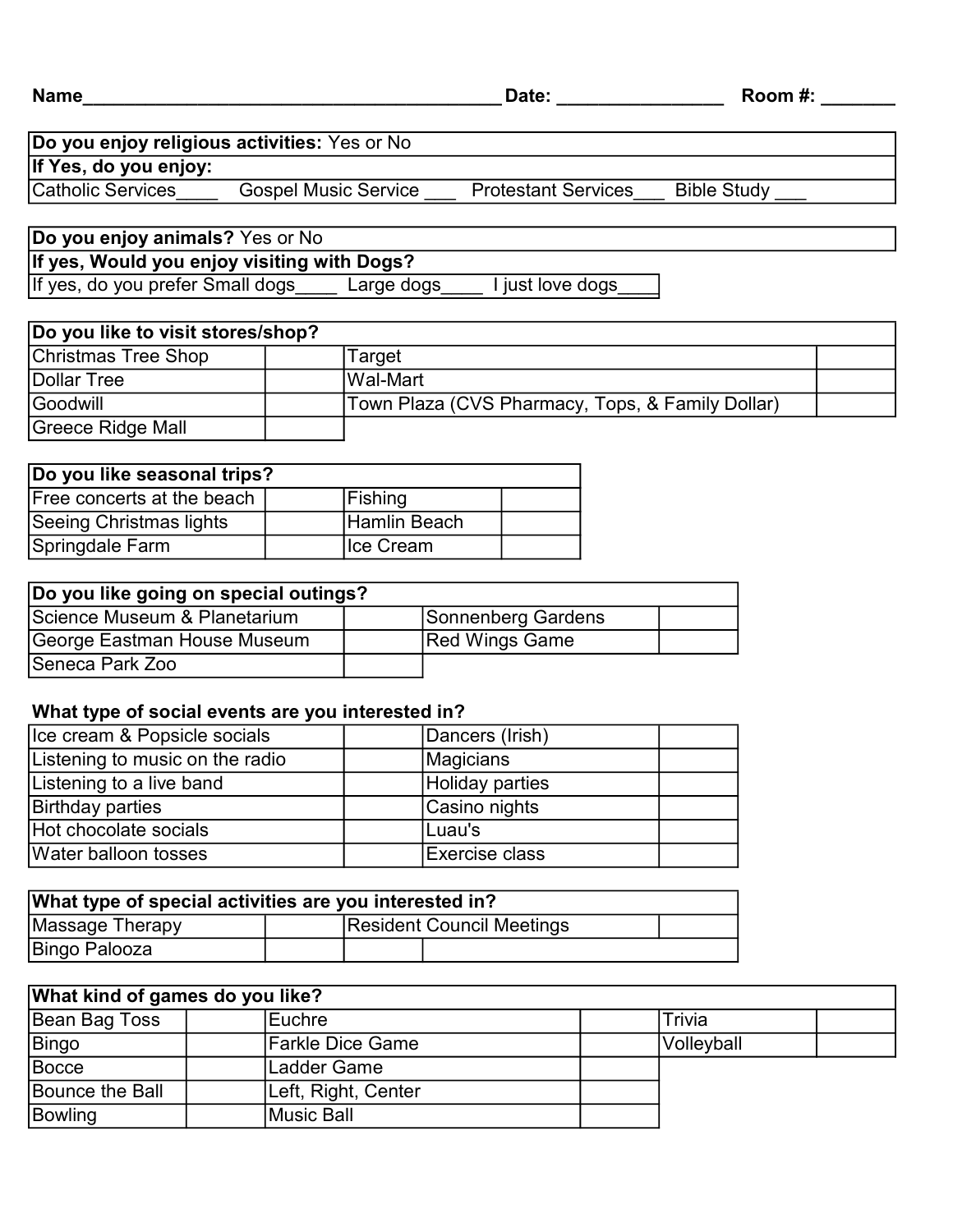**Name**\_\_\_\_\_\_\_\_\_\_\_\_\_\_\_\_\_\_\_\_\_\_\_\_\_\_\_\_\_\_\_\_\_\_\_\_\_\_\_\_\_\_ **Date:** \_\_\_\_\_\_\_\_\_\_\_\_\_\_\_\_ **Room #:** \_\_\_\_\_\_\_

| **Do you enjoy religious activities:** Yes or No |
|---|
| **If Yes, do you enjoy:** |
| Catholic Services\_\_\_\_ Gospel Music Service \_\_\_ Protestant Services\_\_\_ Bible Study \_\_\_ |

| **Do you enjoy animals?** Yes or No |
|---|
| **If yes, Would you enjoy visiting with Dogs?** |
| If yes, do you prefer Small dogs\_\_\_\_ Large dogs\_\_\_\_ I just love dogs\_\_\_\_ |

| **Do you like to visit stores/shop?** | | | |
|---|---|---|---|
| Christmas Tree Shop | | Target | |
| Dollar Tree | | Wal-Mart | |
| Goodwill | | Town Plaza (CVS Pharmacy, Tops, & Family Dollar) | |
| Greece Ridge Mall | | | |

| **Do you like seasonal trips?** | | | |
|---|---|---|---|
| Free concerts at the beach | | Fishing | |
| Seeing Christmas lights | | Hamlin Beach | |
| Springdale Farm | | Ice Cream | |

| **Do you like going on special outings?** | | | |
|---|---|---|---|
| Science Museum & Planetarium | | Sonnenberg Gardens | |
| George Eastman House Museum | | Red Wings Game | |
| Seneca Park Zoo | | | |

| **What type of social events are you interested in?** | | | |
|---|---|---|---|
| Ice cream & Popsicle socials | | Dancers (Irish) | |
| Listening to music on the radio | | Magicians | |
| Listening to a live band | | Holiday parties | |
| Birthday parties | | Casino nights | |
| Hot chocolate socials | | Luau's | |
| Water balloon tosses | | Exercise class | |

| **What type of special activities are you interested in?** | | | |
|---|---|---|---|
| Massage Therapy | | Resident Council Meetings | |
| Bingo Palooza | | | |

| **What kind of games do you like?** | | | | | |
|---|---|---|---|---|---|
| Bean Bag Toss | | Euchre | | Trivia | |
| Bingo | | Farkle Dice Game | | Volleyball | |
| Bocce | | Ladder Game | | | |
| Bounce the Ball | | Left, Right, Center | | | |
| Bowling | | Music Ball | | | |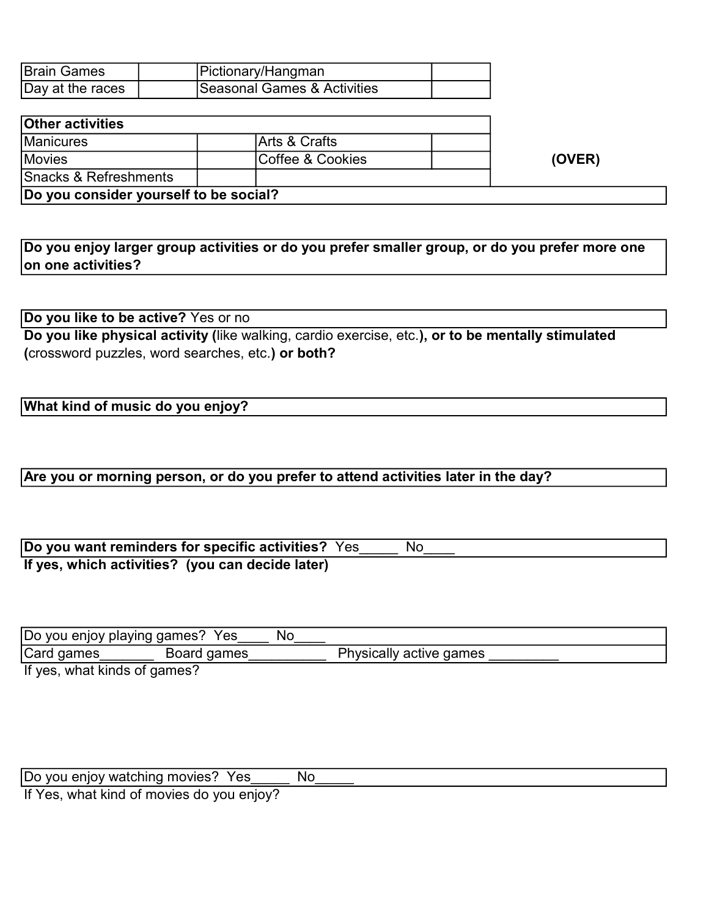| Brain Games | | Pictionary/Hangman | |
|---|---|---|---|
| Day at the races | | Seasonal Games & Activities | |

| **Other activities** | | | |
|---|---|---|---|
| Manicures | | Arts & Crafts | |
| Movies | | Coffee & Cookies | |
| Snacks & Refreshments | | | |

**(OVER)**

**Do you consider yourself to be social?**

**Do you enjoy larger group activities or do you prefer smaller group, or do you prefer more one on one activities?**

**Do you like to be active?** Yes or no

**Do you like physical activity (**like walking, cardio exercise, etc.**), or to be mentally stimulated (**crossword puzzles, word searches, etc.**) or both?**

**What kind of music do you enjoy?**

**Are you or morning person, or do you prefer to attend activities later in the day?**

**Do you want reminders for specific activities?** Yes_____ No____

**If yes, which activities? (you can decide later)**

Do you enjoy playing games? Yes____ No____

Card games_______ Board games__________ Physically active games _________

If yes, what kinds of games?

Do you enjoy watching movies? Yes_____ No_____

If Yes, what kind of movies do you enjoy?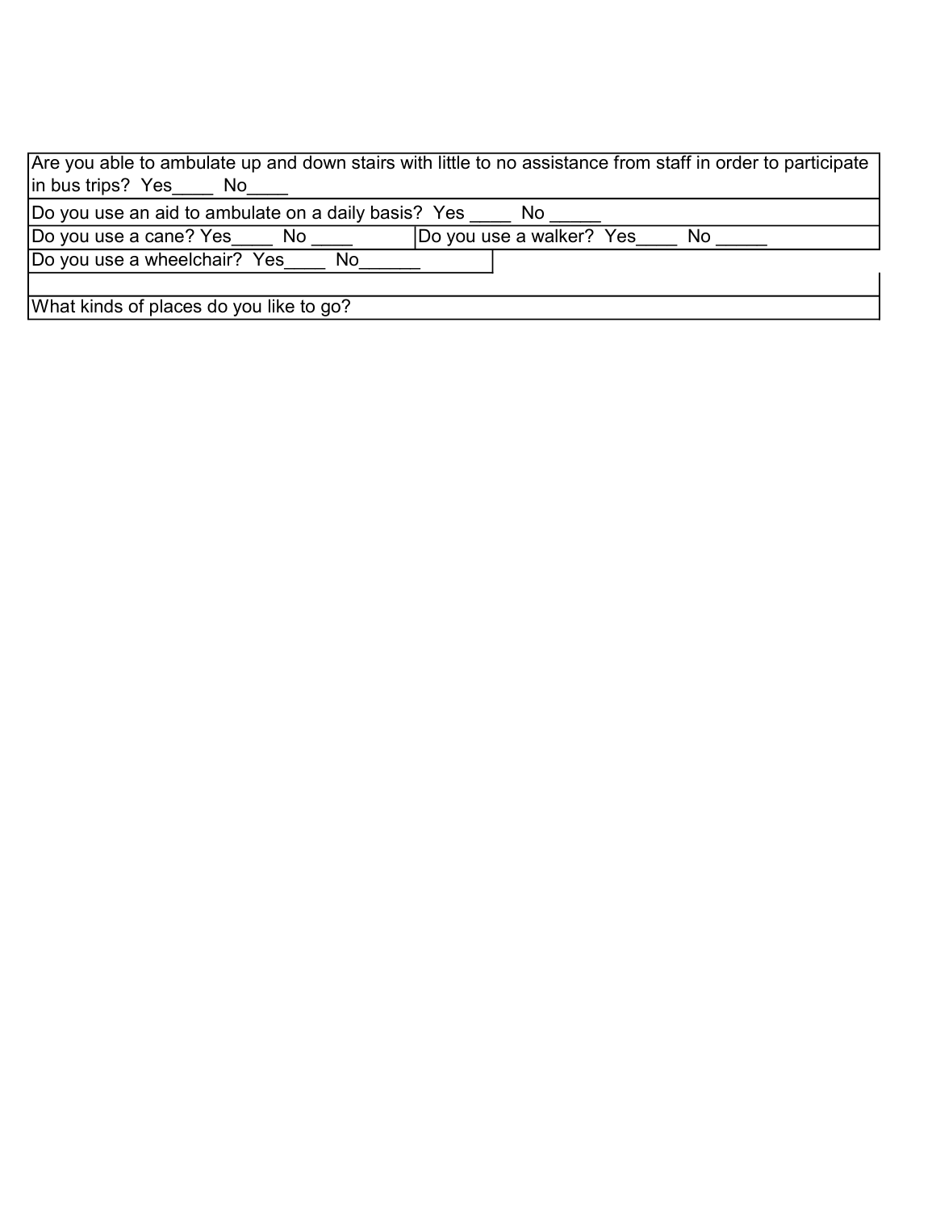| | |
|---|---|
| Are you able to ambulate up and down stairs with little to no assistance from staff in order to participate in bus trips?  Yes____  No____ | |
| Do you use an aid to ambulate on a daily basis?  Yes ____  No _____ | |
| Do you use a cane? Yes____  No ____ | Do you use a walker?  Yes____  No _____ |
| Do you use a wheelchair?  Yes____  No______ | |
| | |
| What kinds of places do you like to go? | |